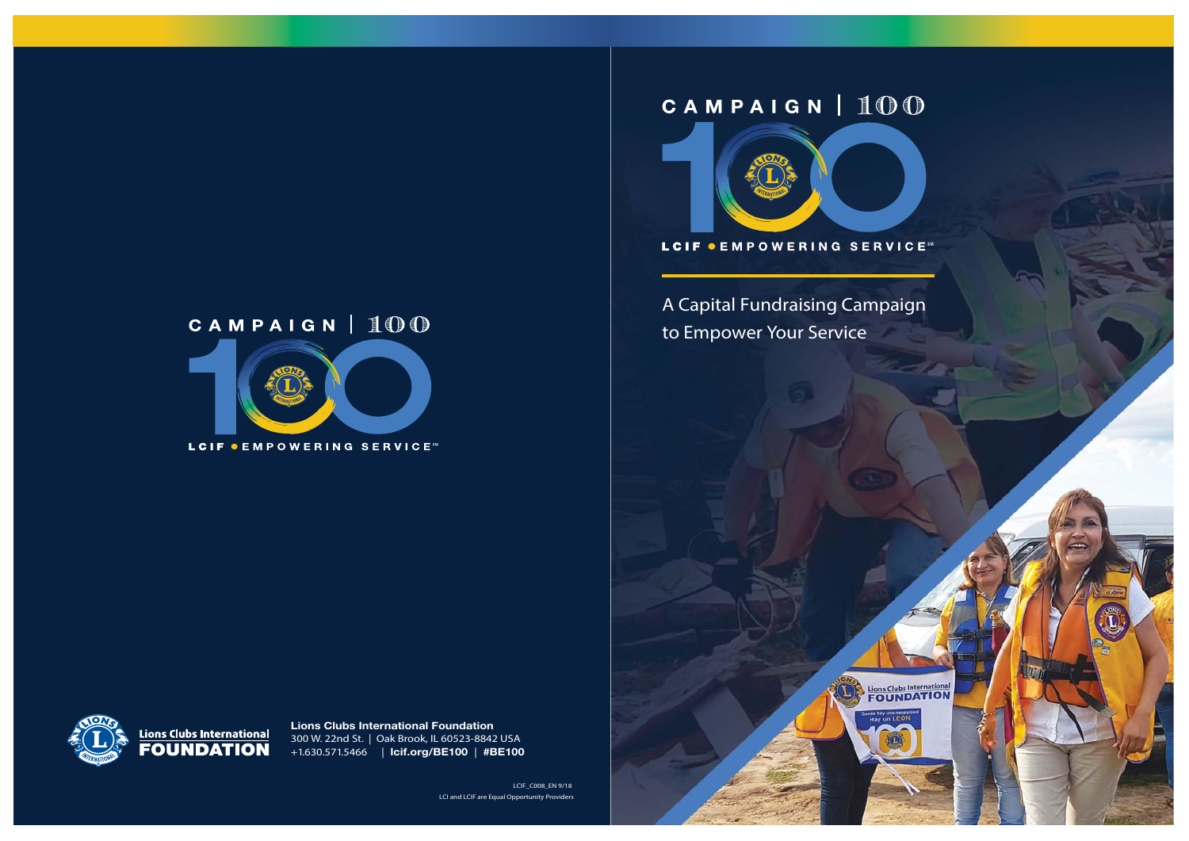# CAMPAIGN | 100

LCIF • EMPOWERING SERVICE℠

A Capital Fundraising Campaign to Empower Your Service

---

CAMPAIGN | 100

LCIF • EMPOWERING SERVICE℠

**Lions Clubs International Foundation**
300 W. 22nd St. | Oak Brook, IL 60523-8842 USA
+1.630.571.5466 | **lcif.org/BE100** | **#BE100**

LCIF_C008_EN 9/18
LCI and LCIF are Equal Opportunity Providers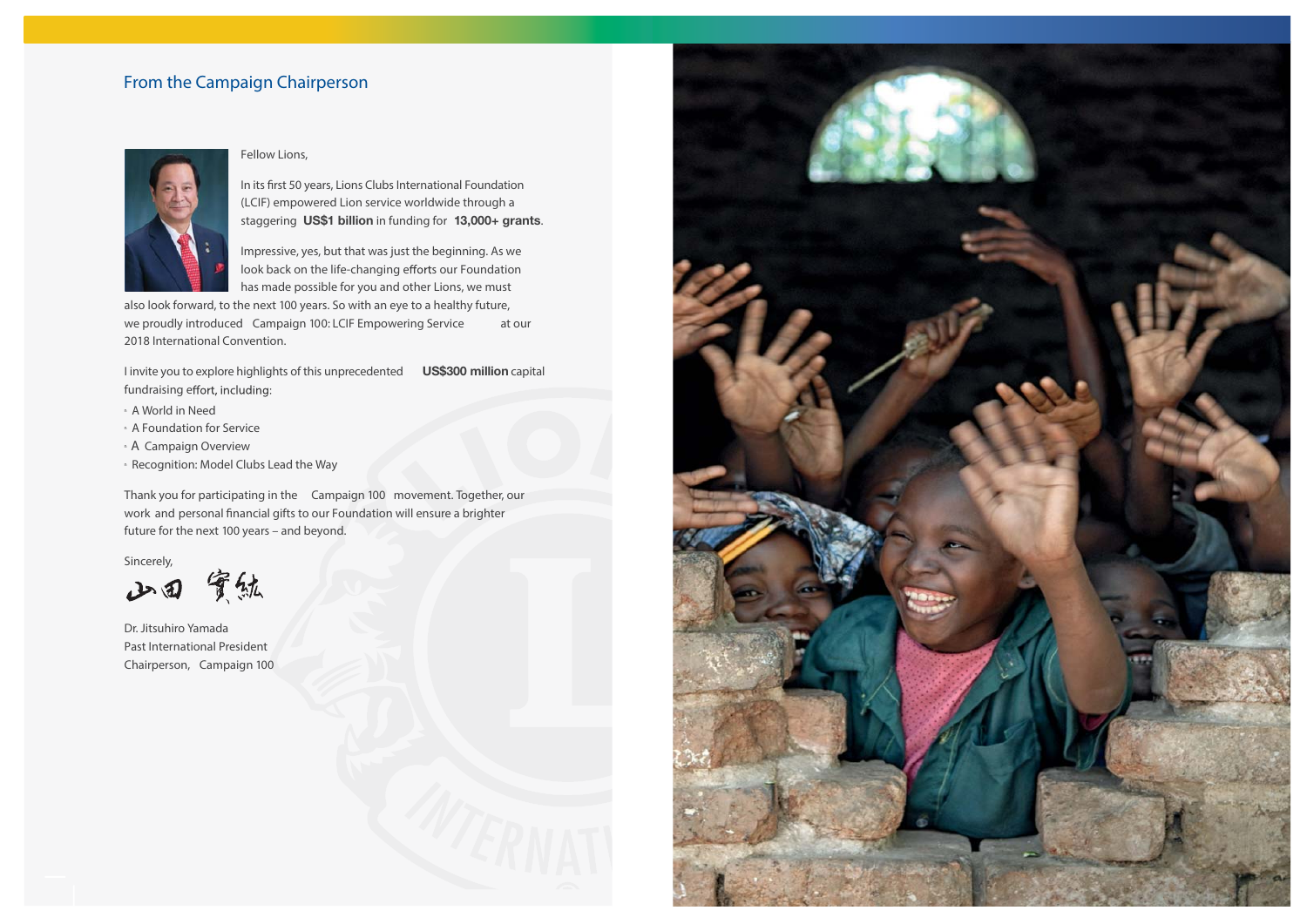## From the Campaign Chairperson

Fellow Lions,

In its first 50 years, Lions Clubs International Foundation (LCIF) empowered Lion service worldwide through a staggering **US$1 billion** in funding for **13,000+ grants**.

Impressive, yes, but that was just the beginning. As we look back on the life-changing efforts our Foundation has made possible for you and other Lions, we must also look forward, to the next 100 years. So with an eye to a healthy future, we proudly introduced Campaign 100: LCIF Empowering Service at our 2018 International Convention.

I invite you to explore highlights of this unprecedented **US$300 million** capital fundraising effort, including:

- A World in Need
- A Foundation for Service
- A Campaign Overview
- Recognition: Model Clubs Lead the Way

Thank you for participating in the Campaign 100 movement. Together, our work and personal financial gifts to our Foundation will ensure a brighter future for the next 100 years – and beyond.

Sincerely,

山田 實紘

Dr. Jitsuhiro Yamada
Past International President
Chairperson, Campaign 100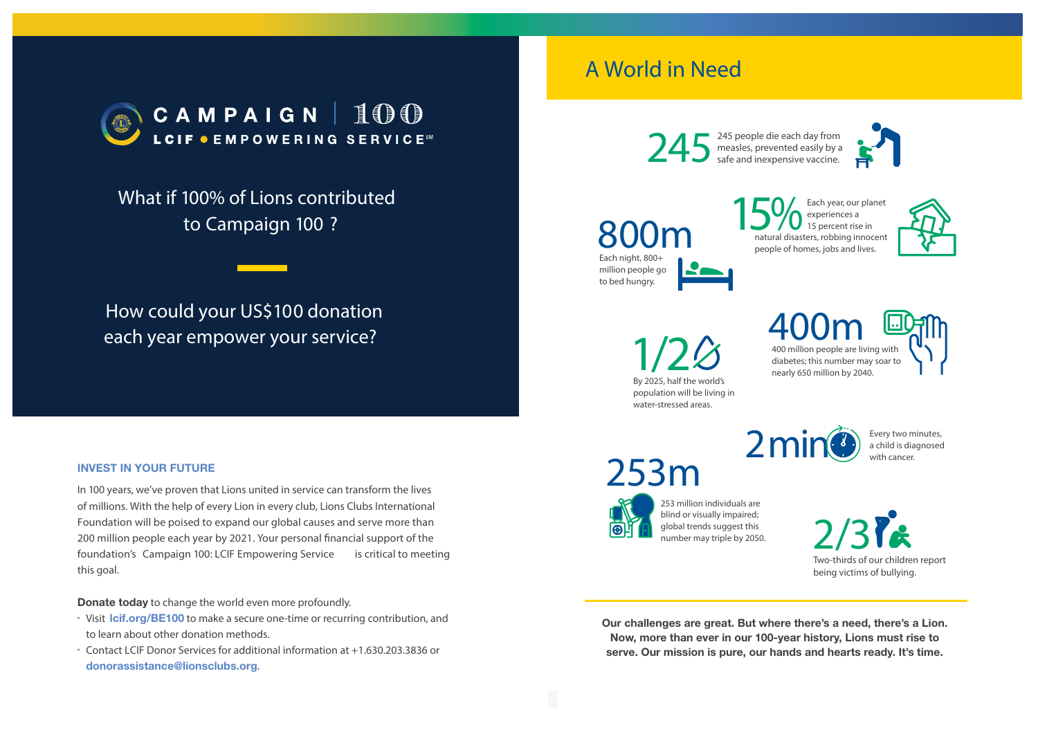# CAMPAIGN | 100

LCIF • EMPOWERING SERVICE℠

What if 100% of Lions contributed to Campaign 100 ?

How could your US$100 donation each year empower your service?

## INVEST IN YOUR FUTURE

In 100 years, we've proven that Lions united in service can transform the lives of millions. With the help of every Lion in every club, Lions Clubs International Foundation will be poised to expand our global causes and serve more than 200 million people each year by 2021. Your personal financial support of the foundation's Campaign 100: LCIF Empowering Service is critical to meeting this goal.

**Donate today** to change the world even more profoundly.

- Visit **lcif.org/BE100** to make a secure one-time or recurring contribution, and to learn about other donation methods.
- Contact LCIF Donor Services for additional information at +1.630.203.3836 or **donorassistance@lionsclubs.org**.

## A World in Need

**245** — 245 people die each day from measles, prevented easily by a safe and inexpensive vaccine.

**800m** — Each night, 800+ million people go to bed hungry.

**15%** — Each year, our planet experiences a 15 percent rise in natural disasters, robbing innocent people of homes, jobs and lives.

**1/2** — By 2025, half the world's population will be living in water-stressed areas.

**400m** — 400 million people are living with diabetes; this number may soar to nearly 650 million by 2040.

**2min** — Every two minutes, a child is diagnosed with cancer.

**253m** — 253 million individuals are blind or visually impaired; global trends suggest this number may triple by 2050.

**2/3** — Two-thirds of our children report being victims of bullying.

**Our challenges are great. But where there's a need, there's a Lion. Now, more than ever in our 100-year history, Lions must rise to serve. Our mission is pure, our hands and hearts ready. It's time.**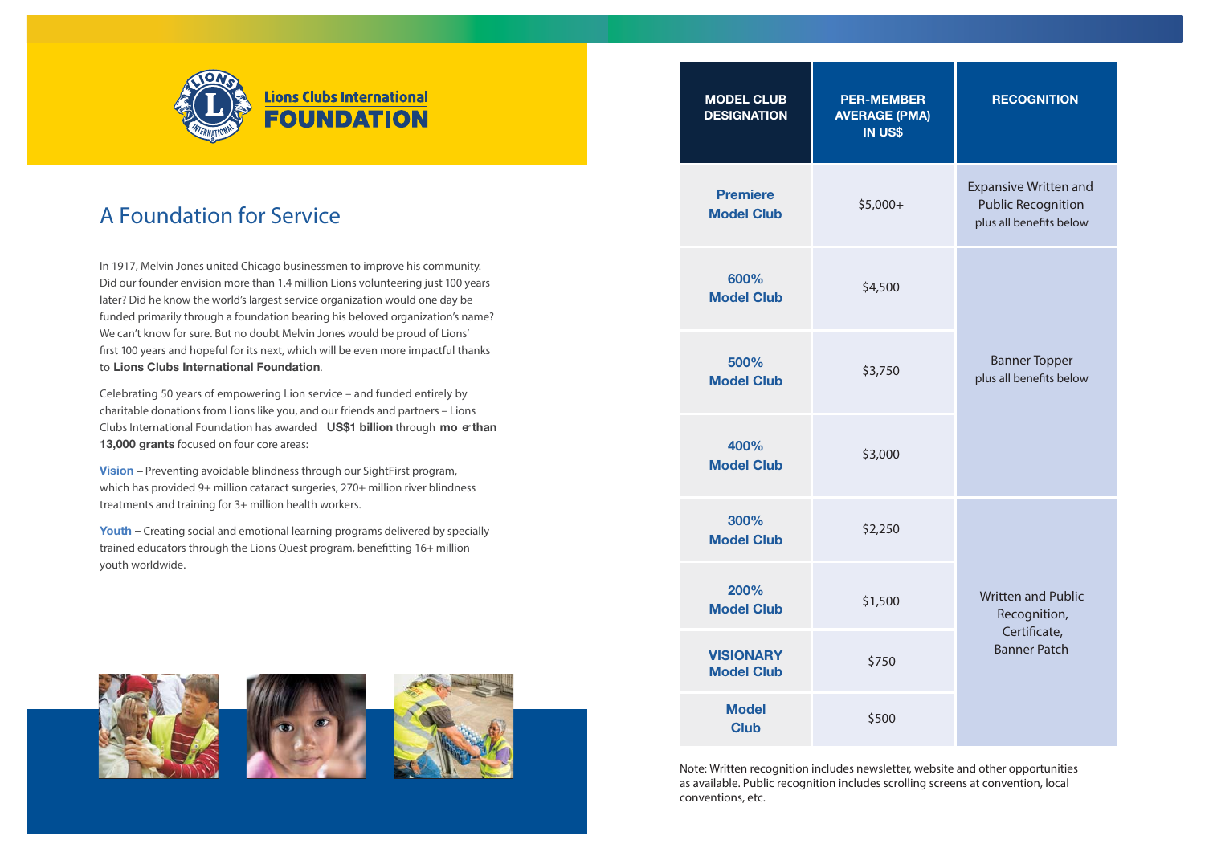Lions Clubs International
**FOUNDATION**

## A Foundation for Service

In 1917, Melvin Jones united Chicago businessmen to improve his community. Did our founder envision more than 1.4 million Lions volunteering just 100 years later? Did he know the world's largest service organization would one day be funded primarily through a foundation bearing his beloved organization's name? We can't know for sure. But no doubt Melvin Jones would be proud of Lions' first 100 years and hopeful for its next, which will be even more impactful thanks to **Lions Clubs International Foundation**.

Celebrating 50 years of empowering Lion service – and funded entirely by charitable donations from Lions like you, and our friends and partners – Lions Clubs International Foundation has awarded **US$1 billion** through **more than 13,000 grants** focused on four core areas:

**Vision –** Preventing avoidable blindness through our SightFirst program, which has provided 9+ million cataract surgeries, 270+ million river blindness treatments and training for 3+ million health workers.

**Youth –** Creating social and emotional learning programs delivered by specially trained educators through the Lions Quest program, benefitting 16+ million youth worldwide.

| MODEL CLUB DESIGNATION | PER-MEMBER AVERAGE (PMA) IN US$ | RECOGNITION |
|---|---|---|
| **Premiere Model Club** | $5,000+ | Expansive Written and Public Recognition plus all benefits below |
| **600% Model Club** | $4,500 | Banner Topper plus all benefits below |
| **500% Model Club** | $3,750 | |
| **400% Model Club** | $3,000 | |
| **300% Model Club** | $2,250 | Written and Public Recognition, Certificate, Banner Patch |
| **200% Model Club** | $1,500 | |
| **VISIONARY Model Club** | $750 | |
| **Model Club** | $500 | |

Note: Written recognition includes newsletter, website and other opportunities as available. Public recognition includes scrolling screens at convention, local conventions, etc.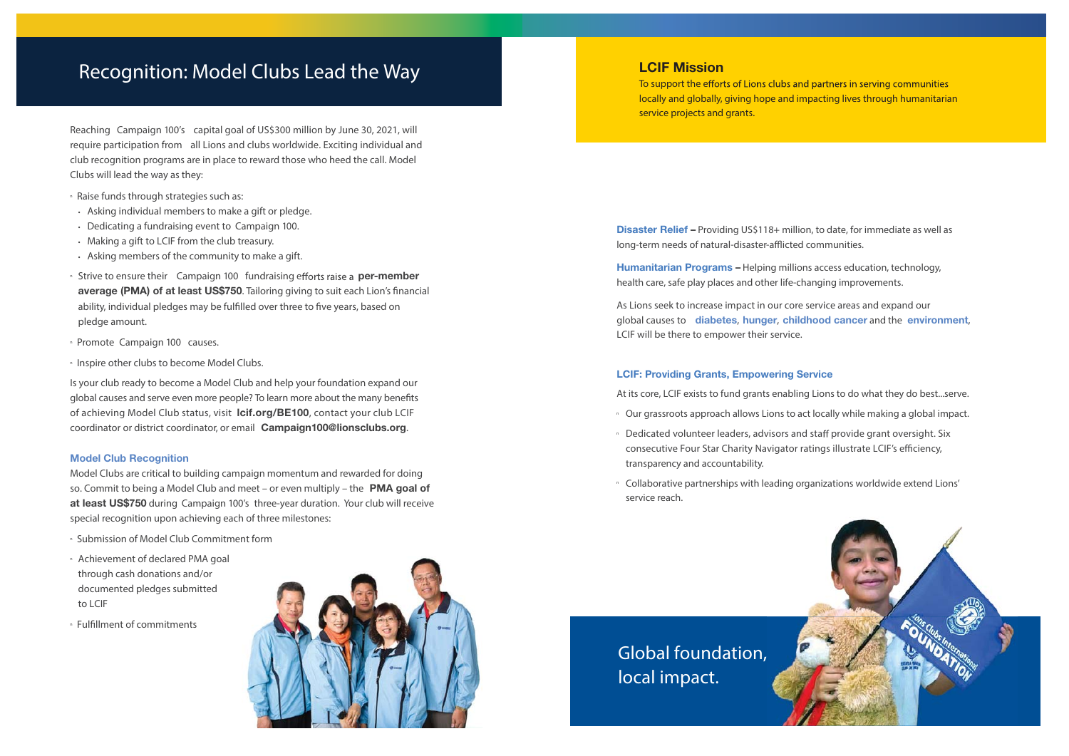# Recognition: Model Clubs Lead the Way

Reaching Campaign 100's capital goal of US$300 million by June 30, 2021, will require participation from all Lions and clubs worldwide. Exciting individual and club recognition programs are in place to reward those who heed the call. Model Clubs will lead the way as they:

- Raise funds through strategies such as:
  - Asking individual members to make a gift or pledge.
  - Dedicating a fundraising event to Campaign 100.
  - Making a gift to LCIF from the club treasury.
  - Asking members of the community to make a gift.
- Strive to ensure their Campaign 100 fundraising efforts raise a **per-member average (PMA) of at least US$750**. Tailoring giving to suit each Lion's financial ability, individual pledges may be fulfilled over three to five years, based on pledge amount.
- Promote Campaign 100 causes.
- Inspire other clubs to become Model Clubs.

Is your club ready to become a Model Club and help your foundation expand our global causes and serve even more people? To learn more about the many benefits of achieving Model Club status, visit **lcif.org/BE100**, contact your club LCIF coordinator or district coordinator, or email **Campaign100@lionsclubs.org**.

### Model Club Recognition

Model Clubs are critical to building campaign momentum and rewarded for doing so. Commit to being a Model Club and meet – or even multiply – the **PMA goal of at least US$750** during Campaign 100's three-year duration. Your club will receive special recognition upon achieving each of three milestones:

- Submission of Model Club Commitment form
- Achievement of declared PMA goal through cash donations and/or documented pledges submitted to LCIF
- Fulfillment of commitments

## LCIF Mission

To support the efforts of Lions clubs and partners in serving communities locally and globally, giving hope and impacting lives through humanitarian service projects and grants.

**Disaster Relief –** Providing US$118+ million, to date, for immediate as well as long-term needs of natural-disaster-afflicted communities.

**Humanitarian Programs –** Helping millions access education, technology, health care, safe play places and other life-changing improvements.

As Lions seek to increase impact in our core service areas and expand our global causes to **diabetes**, **hunger**, **childhood cancer** and the **environment**, LCIF will be there to empower their service.

### LCIF: Providing Grants, Empowering Service

At its core, LCIF exists to fund grants enabling Lions to do what they do best...serve.

- Our grassroots approach allows Lions to act locally while making a global impact.
- Dedicated volunteer leaders, advisors and staff provide grant oversight. Six consecutive Four Star Charity Navigator ratings illustrate LCIF's efficiency, transparency and accountability.
- Collaborative partnerships with leading organizations worldwide extend Lions' service reach.

Global foundation, local impact.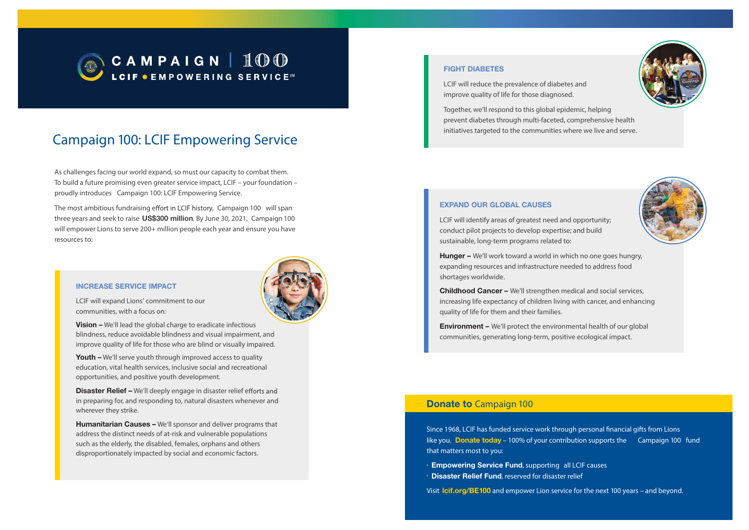# CAMPAIGN | 100

**LCIF • EMPOWERING SERVICE℠**

## Campaign 100: LCIF Empowering Service

As challenges facing our world expand, so must our capacity to combat them. To build a future promising even greater service impact, LCIF – your foundation – proudly introduces Campaign 100: LCIF Empowering Service.

The most ambitious fundraising effort in LCIF history, Campaign 100 will span three years and seek to raise **US$300 million**. By June 30, 2021, Campaign 100 will empower Lions to serve 200+ million people each year and ensure you have resources to:

### INCREASE SERVICE IMPACT

LCIF will expand Lions' commitment to our communities, with a focus on:

**Vision –** We'll lead the global charge to eradicate infectious blindness, reduce avoidable blindness and visual impairment, and improve quality of life for those who are blind or visually impaired.

**Youth –** We'll serve youth through improved access to quality education, vital health services, inclusive social and recreational opportunities, and positive youth development.

**Disaster Relief –** We'll deeply engage in disaster relief efforts and in preparing for, and responding to, natural disasters whenever and wherever they strike.

**Humanitarian Causes –** We'll sponsor and deliver programs that address the distinct needs of at-risk and vulnerable populations such as the elderly, the disabled, females, orphans and others disproportionately impacted by social and economic factors.

### FIGHT DIABETES

LCIF will reduce the prevalence of diabetes and improve quality of life for those diagnosed.

Together, we'll respond to this global epidemic, helping prevent diabetes through multi-faceted, comprehensive health initiatives targeted to the communities where we live and serve.

### EXPAND OUR GLOBAL CAUSES

LCIF will identify areas of greatest need and opportunity; conduct pilot projects to develop expertise; and build sustainable, long-term programs related to:

**Hunger –** We'll work toward a world in which no one goes hungry, expanding resources and infrastructure needed to address food shortages worldwide.

**Childhood Cancer –** We'll strengthen medical and social services, increasing life expectancy of children living with cancer, and enhancing quality of life for them and their families.

**Environment –** We'll protect the environmental health of our global communities, generating long-term, positive ecological impact.

## Donate to Campaign 100

Since 1968, LCIF has funded service work through personal financial gifts from Lions like you. **Donate today** – 100% of your contribution supports the Campaign 100 fund that matters most to you:

- **Empowering Service Fund**, supporting all LCIF causes
- **Disaster Relief Fund**, reserved for disaster relief

Visit **lcif.org/BE100** and empower Lion service for the next 100 years – and beyond.